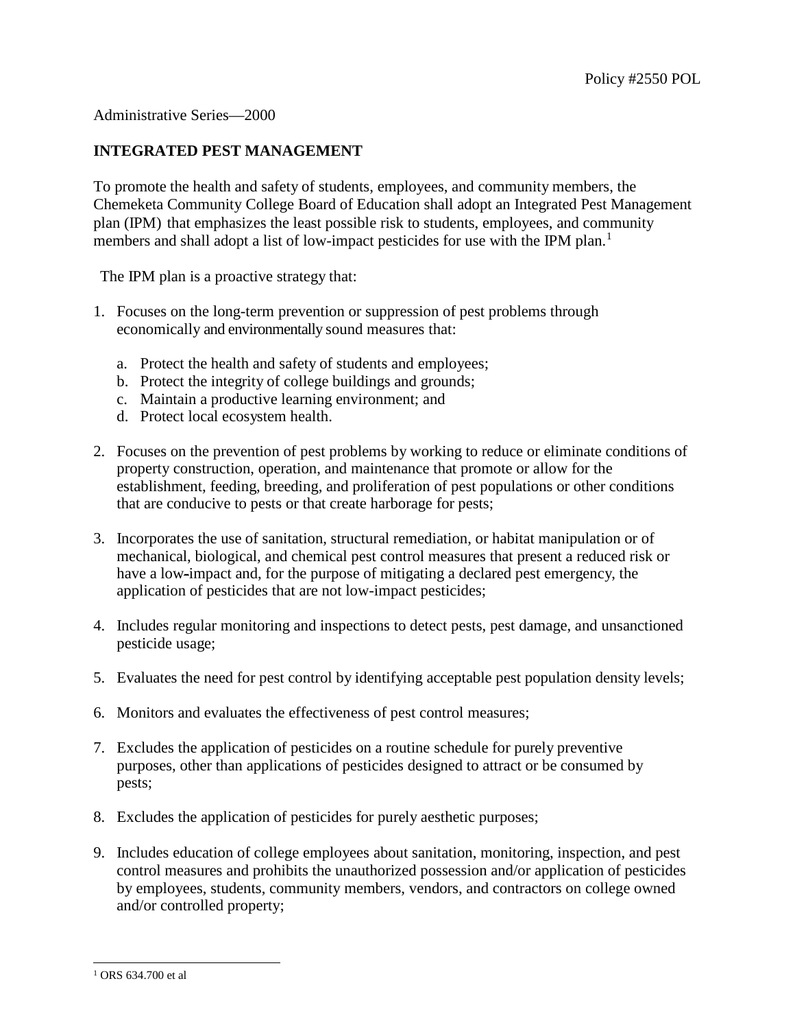Policy #2550 POL

Administrative Series—2000

**INTEGRATED PEST MANAGEMENT**

To promote the health and safety of students, employees, and community members, the Chemeketa Community College Board of Education shall adopt an Integrated Pest Management plan (IPM) that emphasizes the least possible risk to students, employees, and community members and shall adopt a list of low-impact pesticides for use with the IPM plan.[1]

The IPM plan is a proactive strategy that:

1. Focuses on the long-term prevention or suppression of pest problems through economically and environmentally sound measures that:

   a. Protect the health and safety of students and employees;
   b. Protect the integrity of college buildings and grounds;
   c. Maintain a productive learning environment; and
   d. Protect local ecosystem health.

2. Focuses on the prevention of pest problems by working to reduce or eliminate conditions of property construction, operation, and maintenance that promote or allow for the establishment, feeding, breeding, and proliferation of pest populations or other conditions that are conducive to pests or that create harborage for pests;

3. Incorporates the use of sanitation, structural remediation, or habitat manipulation or of mechanical, biological, and chemical pest control measures that present a reduced risk or have a low-impact and, for the purpose of mitigating a declared pest emergency, the application of pesticides that are not low-impact pesticides;

4. Includes regular monitoring and inspections to detect pests, pest damage, and unsanctioned pesticide usage;

5. Evaluates the need for pest control by identifying acceptable pest population density levels;

6. Monitors and evaluates the effectiveness of pest control measures;

7. Excludes the application of pesticides on a routine schedule for purely preventive purposes, other than applications of pesticides designed to attract or be consumed by pests;

8. Excludes the application of pesticides for purely aesthetic purposes;

9. Includes education of college employees about sanitation, monitoring, inspection, and pest control measures and prohibits the unauthorized possession and/or application of pesticides by employees, students, community members, vendors, and contractors on college owned and/or controlled property;

[1] ORS 634.700 et al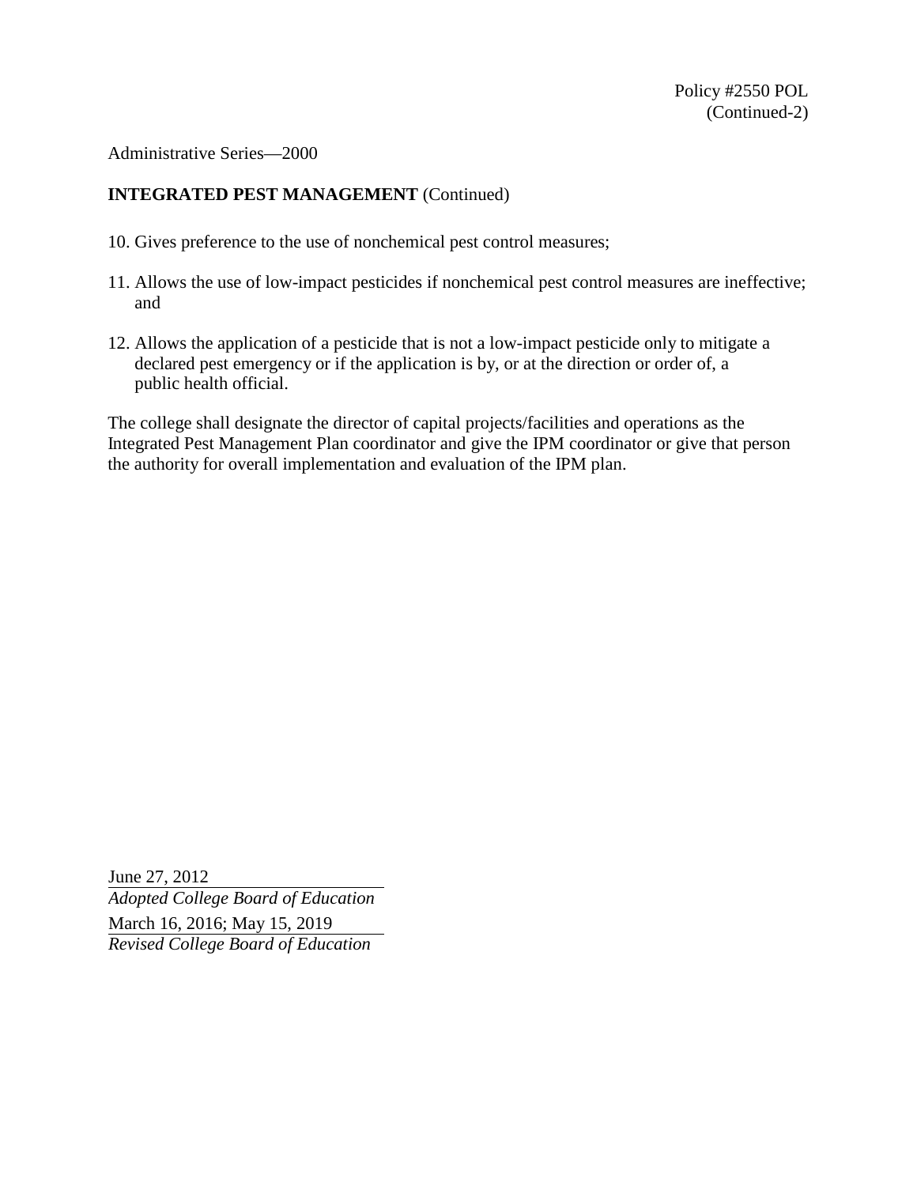Administrative Series—2000

**INTEGRATED PEST MANAGEMENT** (Continued)

10. Gives preference to the use of nonchemical pest control measures;

11. Allows the use of low-impact pesticides if nonchemical pest control measures are ineffective; and

12. Allows the application of a pesticide that is not a low-impact pesticide only to mitigate a declared pest emergency or if the application is by, or at the direction or order of, a public health official.

The college shall designate the director of capital projects/facilities and operations as the Integrated Pest Management Plan coordinator and give the IPM coordinator or give that person the authority for overall implementation and evaluation of the IPM plan.

June 27, 2012
*Adopted College Board of Education*

March 16, 2016; May 15, 2019
*Revised College Board of Education*